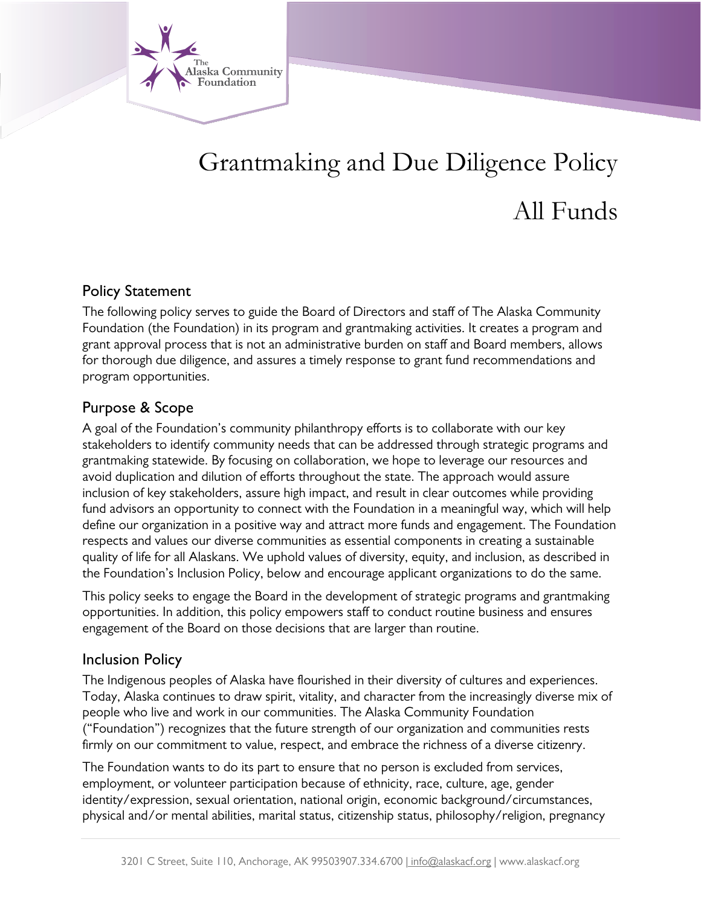# Grantmaking and Due Diligence Policy

# All Funds

## Policy Statement

The following policy serves to guide the Board of Directors and staff of The Alaska Community Foundation (the Foundation) in its program and grantmaking activities. It creates a program and grant approval process that is not an administrative burden on staff and Board members, allows for thorough due diligence, and assures a timely response to grant fund recommendations and program opportunities.

## Purpose & Scope

A goal of the Foundation's community philanthropy efforts is to collaborate with our key stakeholders to identify community needs that can be addressed through strategic programs and grantmaking statewide. By focusing on collaboration, we hope to leverage our resources and avoid duplication and dilution of efforts throughout the state. The approach would assure inclusion of key stakeholders, assure high impact, and result in clear outcomes while providing fund advisors an opportunity to connect with the Foundation in a meaningful way, which will help define our organization in a positive way and attract more funds and engagement. The Foundation respects and values our diverse communities as essential components in creating a sustainable quality of life for all Alaskans. We uphold values of diversity, equity, and inclusion, as described in the Foundation's Inclusion Policy, below and encourage applicant organizations to do the same.

This policy seeks to engage the Board in the development of strategic programs and grantmaking opportunities. In addition, this policy empowers staff to conduct routine business and ensures engagement of the Board on those decisions that are larger than routine.

## Inclusion Policy

The Indigenous peoples of Alaska have flourished in their diversity of cultures and experiences. Today, Alaska continues to draw spirit, vitality, and character from the increasingly diverse mix of people who live and work in our communities. The Alaska Community Foundation ("Foundation") recognizes that the future strength of our organization and communities rests firmly on our commitment to value, respect, and embrace the richness of a diverse citizenry.

The Foundation wants to do its part to ensure that no person is excluded from services, employment, or volunteer participation because of ethnicity, race, culture, age, gender identity/expression, sexual orientation, national origin, economic background/circumstances, physical and/or mental abilities, marital status, citizenship status, philosophy/religion, pregnancy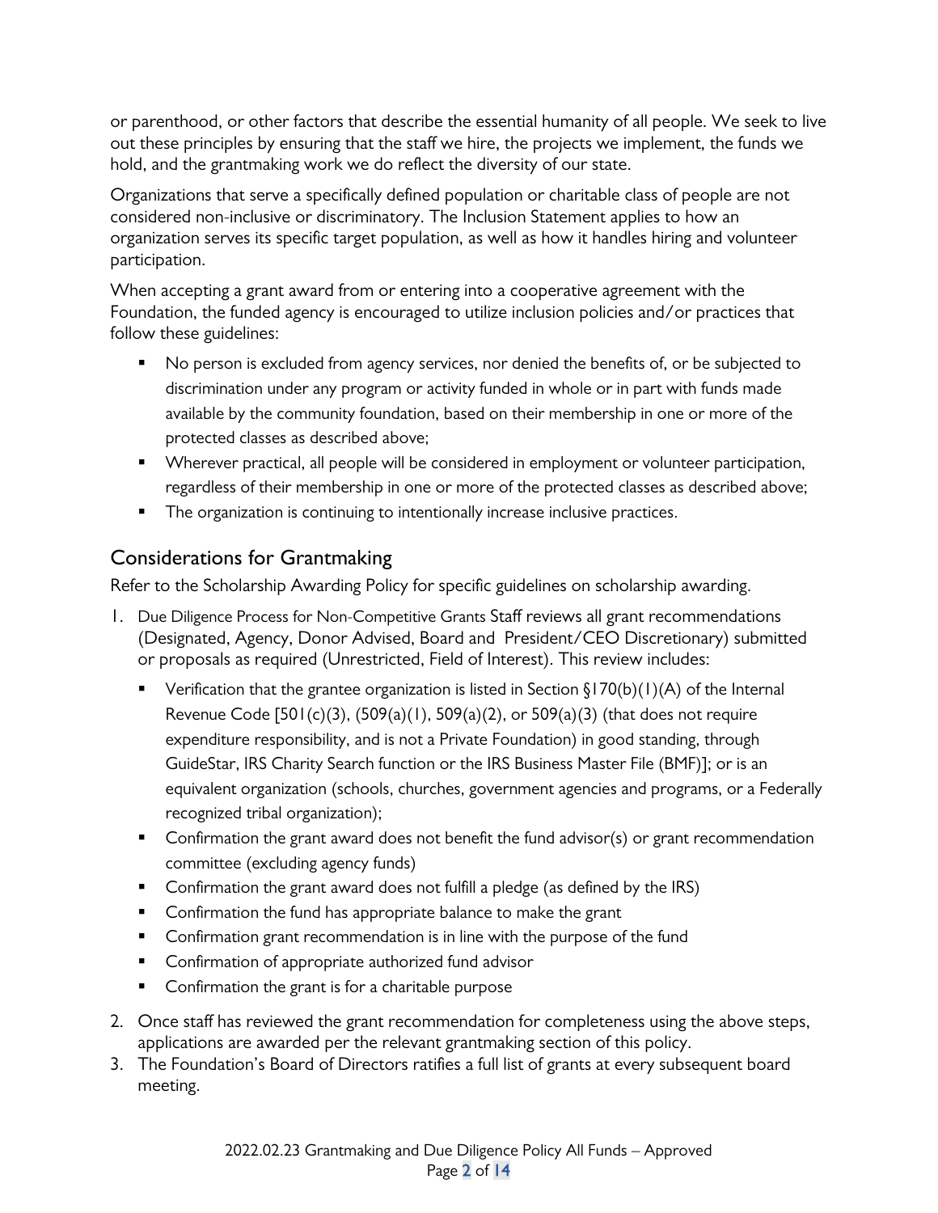or parenthood, or other factors that describe the essential humanity of all people. We seek to live out these principles by ensuring that the staff we hire, the projects we implement, the funds we hold, and the grantmaking work we do reflect the diversity of our state.

Organizations that serve a specifically defined population or charitable class of people are not considered non-inclusive or discriminatory. The Inclusion Statement applies to how an organization serves its specific target population, as well as how it handles hiring and volunteer participation.

When accepting a grant award from or entering into a cooperative agreement with the Foundation, the funded agency is encouraged to utilize inclusion policies and/or practices that follow these guidelines:

- No person is excluded from agency services, nor denied the benefits of, or be subjected to discrimination under any program or activity funded in whole or in part with funds made available by the community foundation, based on their membership in one or more of the protected classes as described above;
- Wherever practical, all people will be considered in employment or volunteer participation, regardless of their membership in one or more of the protected classes as described above;
- The organization is continuing to intentionally increase inclusive practices.

## Considerations for Grantmaking

Refer to the Scholarship Awarding Policy for specific guidelines on scholarship awarding.

1. Due Diligence Process for Non-Competitive Grants Staff reviews all grant recommendations (Designated, Agency, Donor Advised, Board and President/CEO Discretionary) submitted or proposals as required (Unrestricted, Field of Interest). This review includes:
   - Verification that the grantee organization is listed in Section §170(b)(1)(A) of the Internal Revenue Code [501(c)(3), (509(a)(1), 509(a)(2), or 509(a)(3) (that does not require expenditure responsibility, and is not a Private Foundation) in good standing, through GuideStar, IRS Charity Search function or the IRS Business Master File (BMF)]; or is an equivalent organization (schools, churches, government agencies and programs, or a Federally recognized tribal organization);
   - Confirmation the grant award does not benefit the fund advisor(s) or grant recommendation committee (excluding agency funds)
   - Confirmation the grant award does not fulfill a pledge (as defined by the IRS)
   - Confirmation the fund has appropriate balance to make the grant
   - Confirmation grant recommendation is in line with the purpose of the fund
   - Confirmation of appropriate authorized fund advisor
   - Confirmation the grant is for a charitable purpose
2. Once staff has reviewed the grant recommendation for completeness using the above steps, applications are awarded per the relevant grantmaking section of this policy.
3. The Foundation's Board of Directors ratifies a full list of grants at every subsequent board meeting.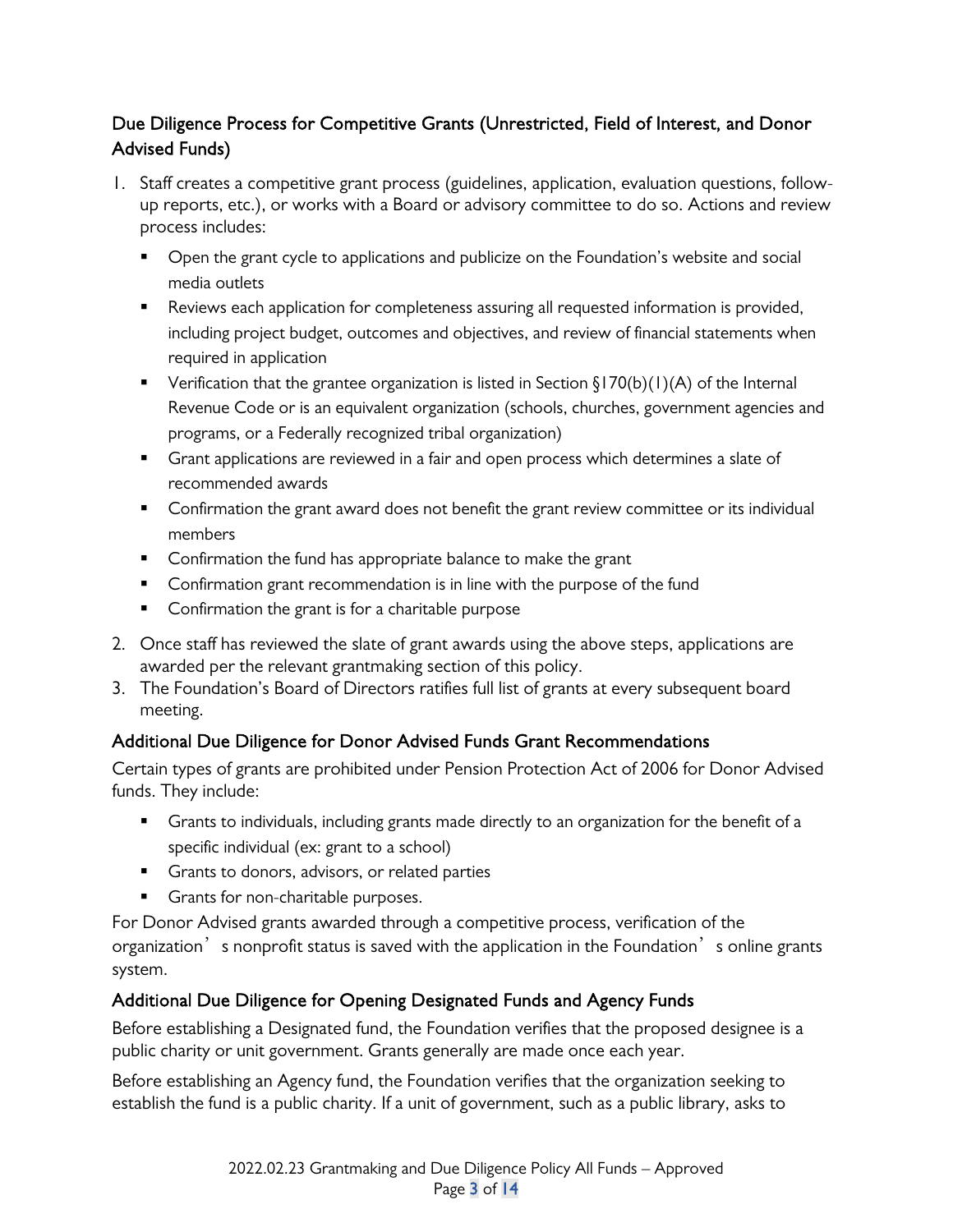## Due Diligence Process for Competitive Grants (Unrestricted, Field of Interest, and Donor Advised Funds)

1. Staff creates a competitive grant process (guidelines, application, evaluation questions, follow-up reports, etc.), or works with a Board or advisory committee to do so. Actions and review process includes:
   - Open the grant cycle to applications and publicize on the Foundation's website and social media outlets
   - Reviews each application for completeness assuring all requested information is provided, including project budget, outcomes and objectives, and review of financial statements when required in application
   - Verification that the grantee organization is listed in Section §170(b)(1)(A) of the Internal Revenue Code or is an equivalent organization (schools, churches, government agencies and programs, or a Federally recognized tribal organization)
   - Grant applications are reviewed in a fair and open process which determines a slate of recommended awards
   - Confirmation the grant award does not benefit the grant review committee or its individual members
   - Confirmation the fund has appropriate balance to make the grant
   - Confirmation grant recommendation is in line with the purpose of the fund
   - Confirmation the grant is for a charitable purpose
2. Once staff has reviewed the slate of grant awards using the above steps, applications are awarded per the relevant grantmaking section of this policy.
3. The Foundation's Board of Directors ratifies full list of grants at every subsequent board meeting.

### Additional Due Diligence for Donor Advised Funds Grant Recommendations

Certain types of grants are prohibited under Pension Protection Act of 2006 for Donor Advised funds. They include:

- Grants to individuals, including grants made directly to an organization for the benefit of a specific individual (ex: grant to a school)
- Grants to donors, advisors, or related parties
- Grants for non-charitable purposes.

For Donor Advised grants awarded through a competitive process, verification of the organization's nonprofit status is saved with the application in the Foundation's online grants system.

### Additional Due Diligence for Opening Designated Funds and Agency Funds

Before establishing a Designated fund, the Foundation verifies that the proposed designee is a public charity or unit government. Grants generally are made once each year.

Before establishing an Agency fund, the Foundation verifies that the organization seeking to establish the fund is a public charity. If a unit of government, such as a public library, asks to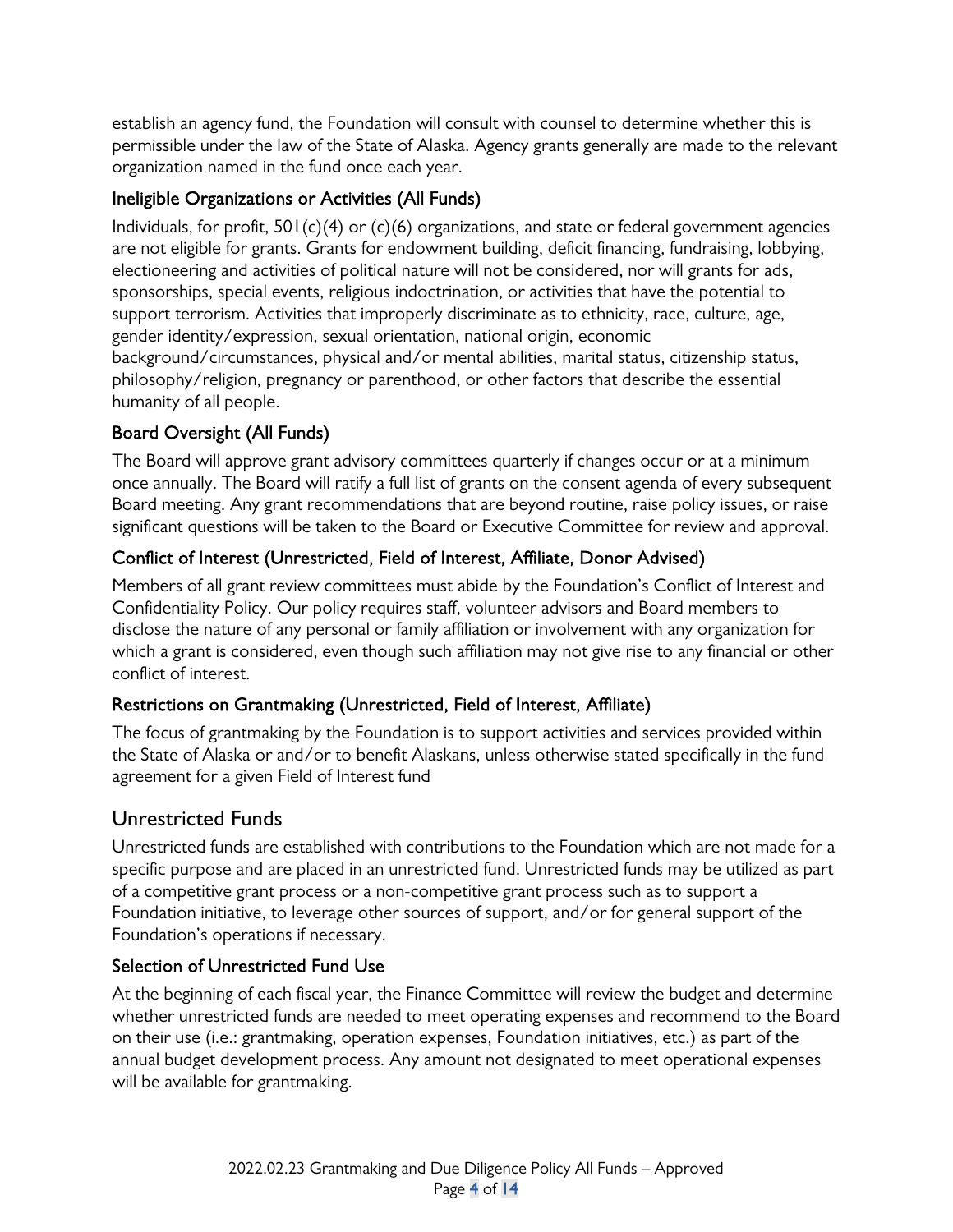establish an agency fund, the Foundation will consult with counsel to determine whether this is permissible under the law of the State of Alaska. Agency grants generally are made to the relevant organization named in the fund once each year.

### Ineligible Organizations or Activities (All Funds)

Individuals, for profit, 501(c)(4) or (c)(6) organizations, and state or federal government agencies are not eligible for grants. Grants for endowment building, deficit financing, fundraising, lobbying, electioneering and activities of political nature will not be considered, nor will grants for ads, sponsorships, special events, religious indoctrination, or activities that have the potential to support terrorism. Activities that improperly discriminate as to ethnicity, race, culture, age, gender identity/expression, sexual orientation, national origin, economic background/circumstances, physical and/or mental abilities, marital status, citizenship status, philosophy/religion, pregnancy or parenthood, or other factors that describe the essential humanity of all people.

### Board Oversight (All Funds)

The Board will approve grant advisory committees quarterly if changes occur or at a minimum once annually. The Board will ratify a full list of grants on the consent agenda of every subsequent Board meeting. Any grant recommendations that are beyond routine, raise policy issues, or raise significant questions will be taken to the Board or Executive Committee for review and approval.

### Conflict of Interest (Unrestricted, Field of Interest, Affiliate, Donor Advised)

Members of all grant review committees must abide by the Foundation's Conflict of Interest and Confidentiality Policy. Our policy requires staff, volunteer advisors and Board members to disclose the nature of any personal or family affiliation or involvement with any organization for which a grant is considered, even though such affiliation may not give rise to any financial or other conflict of interest.

### Restrictions on Grantmaking (Unrestricted, Field of Interest, Affiliate)

The focus of grantmaking by the Foundation is to support activities and services provided within the State of Alaska or and/or to benefit Alaskans, unless otherwise stated specifically in the fund agreement for a given Field of Interest fund

## Unrestricted Funds

Unrestricted funds are established with contributions to the Foundation which are not made for a specific purpose and are placed in an unrestricted fund. Unrestricted funds may be utilized as part of a competitive grant process or a non-competitive grant process such as to support a Foundation initiative, to leverage other sources of support, and/or for general support of the Foundation's operations if necessary.

### Selection of Unrestricted Fund Use

At the beginning of each fiscal year, the Finance Committee will review the budget and determine whether unrestricted funds are needed to meet operating expenses and recommend to the Board on their use (i.e.: grantmaking, operation expenses, Foundation initiatives, etc.) as part of the annual budget development process. Any amount not designated to meet operational expenses will be available for grantmaking.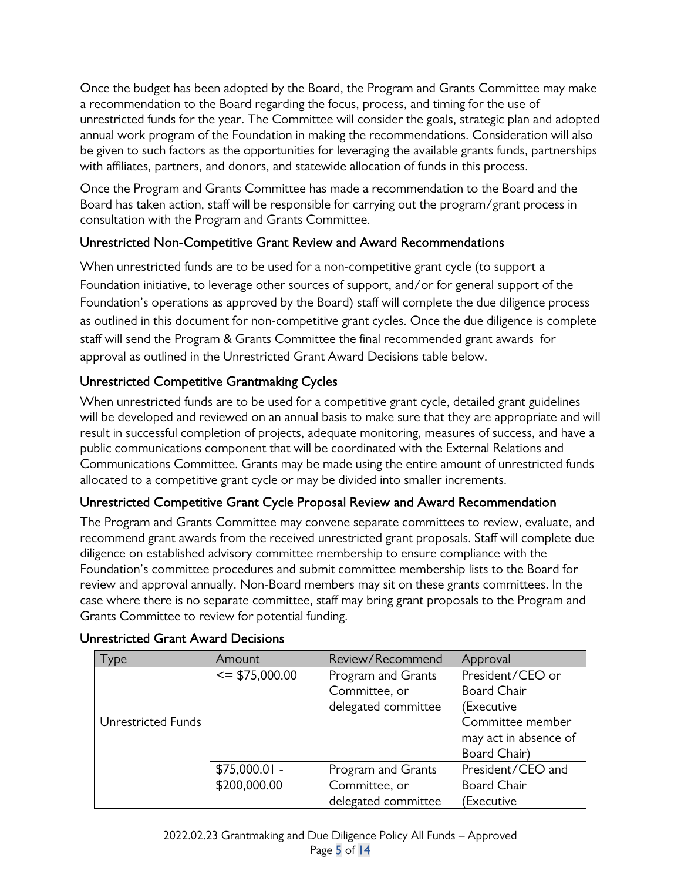Once the budget has been adopted by the Board, the Program and Grants Committee may make a recommendation to the Board regarding the focus, process, and timing for the use of unrestricted funds for the year. The Committee will consider the goals, strategic plan and adopted annual work program of the Foundation in making the recommendations. Consideration will also be given to such factors as the opportunities for leveraging the available grants funds, partnerships with affiliates, partners, and donors, and statewide allocation of funds in this process.

Once the Program and Grants Committee has made a recommendation to the Board and the Board has taken action, staff will be responsible for carrying out the program/grant process in consultation with the Program and Grants Committee.

### Unrestricted Non-Competitive Grant Review and Award Recommendations

When unrestricted funds are to be used for a non-competitive grant cycle (to support a Foundation initiative, to leverage other sources of support, and/or for general support of the Foundation's operations as approved by the Board) staff will complete the due diligence process as outlined in this document for non-competitive grant cycles. Once the due diligence is complete staff will send the Program & Grants Committee the final recommended grant awards for approval as outlined in the Unrestricted Grant Award Decisions table below.

### Unrestricted Competitive Grantmaking Cycles

When unrestricted funds are to be used for a competitive grant cycle, detailed grant guidelines will be developed and reviewed on an annual basis to make sure that they are appropriate and will result in successful completion of projects, adequate monitoring, measures of success, and have a public communications component that will be coordinated with the External Relations and Communications Committee. Grants may be made using the entire amount of unrestricted funds allocated to a competitive grant cycle or may be divided into smaller increments.

### Unrestricted Competitive Grant Cycle Proposal Review and Award Recommendation

The Program and Grants Committee may convene separate committees to review, evaluate, and recommend grant awards from the received unrestricted grant proposals. Staff will complete due diligence on established advisory committee membership to ensure compliance with the Foundation's committee procedures and submit committee membership lists to the Board for review and approval annually. Non-Board members may sit on these grants committees. In the case where there is no separate committee, staff may bring grant proposals to the Program and Grants Committee to review for potential funding.

### Unrestricted Grant Award Decisions

| Type | Amount | Review/Recommend | Approval |
|---|---|---|---|
| Unrestricted Funds | <= $75,000.00 | Program and Grants Committee, or delegated committee | President/CEO or Board Chair (Executive Committee member may act in absence of Board Chair) |
| | $75,000.01 - $200,000.00 | Program and Grants Committee, or delegated committee | President/CEO and Board Chair (Executive |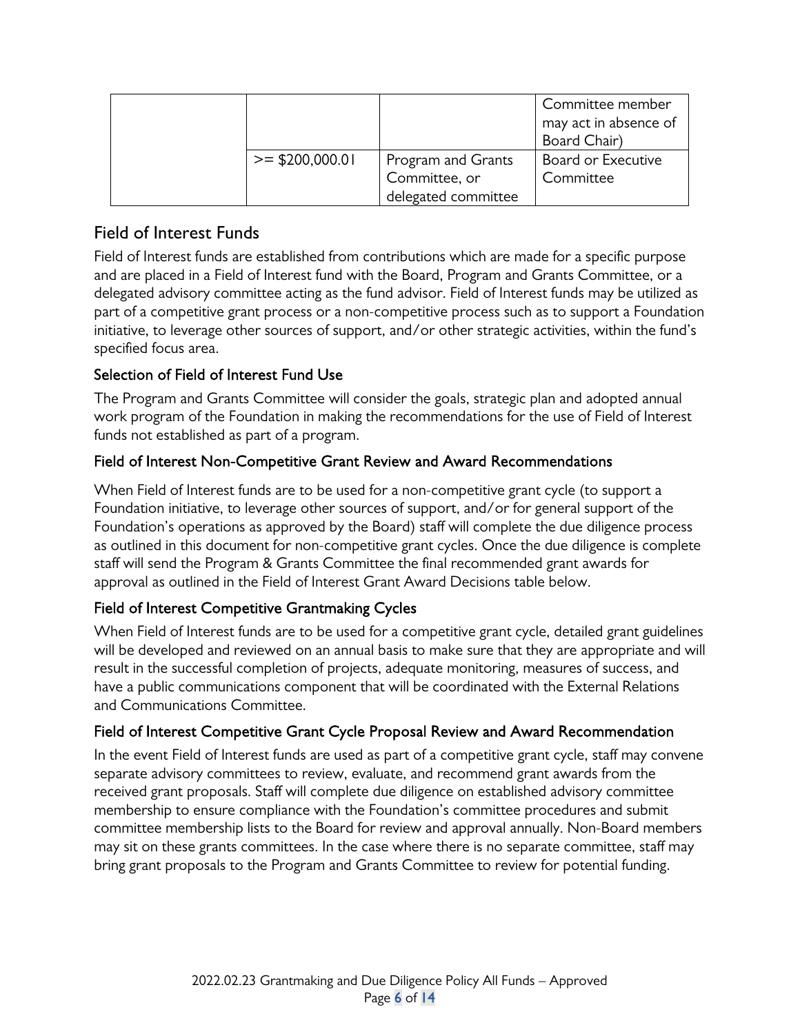| | | | |
|---|---|---|---|
| | | | Committee member may act in absence of Board Chair) |
| | >= $200,000.01 | Program and Grants Committee, or delegated committee | Board or Executive Committee |

## Field of Interest Funds

Field of Interest funds are established from contributions which are made for a specific purpose and are placed in a Field of Interest fund with the Board, Program and Grants Committee, or a delegated advisory committee acting as the fund advisor. Field of Interest funds may be utilized as part of a competitive grant process or a non-competitive process such as to support a Foundation initiative, to leverage other sources of support, and/or other strategic activities, within the fund's specified focus area.

### Selection of Field of Interest Fund Use

The Program and Grants Committee will consider the goals, strategic plan and adopted annual work program of the Foundation in making the recommendations for the use of Field of Interest funds not established as part of a program.

### Field of Interest Non-Competitive Grant Review and Award Recommendations

When Field of Interest funds are to be used for a non-competitive grant cycle (to support a Foundation initiative, to leverage other sources of support, and/or for general support of the Foundation's operations as approved by the Board) staff will complete the due diligence process as outlined in this document for non-competitive grant cycles. Once the due diligence is complete staff will send the Program & Grants Committee the final recommended grant awards for approval as outlined in the Field of Interest Grant Award Decisions table below.

### Field of Interest Competitive Grantmaking Cycles

When Field of Interest funds are to be used for a competitive grant cycle, detailed grant guidelines will be developed and reviewed on an annual basis to make sure that they are appropriate and will result in the successful completion of projects, adequate monitoring, measures of success, and have a public communications component that will be coordinated with the External Relations and Communications Committee.

### Field of Interest Competitive Grant Cycle Proposal Review and Award Recommendation

In the event Field of Interest funds are used as part of a competitive grant cycle, staff may convene separate advisory committees to review, evaluate, and recommend grant awards from the received grant proposals. Staff will complete due diligence on established advisory committee membership to ensure compliance with the Foundation's committee procedures and submit committee membership lists to the Board for review and approval annually. Non-Board members may sit on these grants committees. In the case where there is no separate committee, staff may bring grant proposals to the Program and Grants Committee to review for potential funding.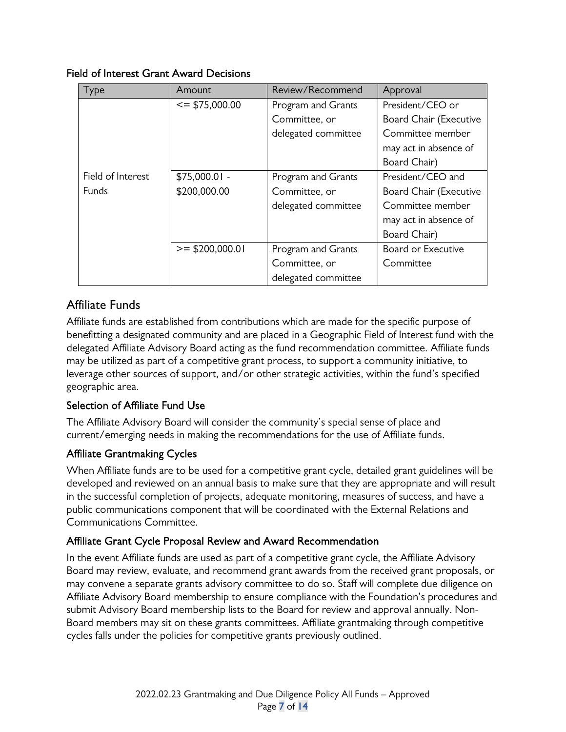### Field of Interest Grant Award Decisions

| Type | Amount | Review/Recommend | Approval |
|---|---|---|---|
| Field of Interest Funds | <= $75,000.00 | Program and Grants Committee, or delegated committee | President/CEO or Board Chair (Executive Committee member may act in absence of Board Chair) |
| | $75,000.01 - $200,000.00 | Program and Grants Committee, or delegated committee | President/CEO and Board Chair (Executive Committee member may act in absence of Board Chair) |
| | >= $200,000.01 | Program and Grants Committee, or delegated committee | Board or Executive Committee |

## Affiliate Funds

Affiliate funds are established from contributions which are made for the specific purpose of benefitting a designated community and are placed in a Geographic Field of Interest fund with the delegated Affiliate Advisory Board acting as the fund recommendation committee. Affiliate funds may be utilized as part of a competitive grant process, to support a community initiative, to leverage other sources of support, and/or other strategic activities, within the fund's specified geographic area.

### Selection of Affiliate Fund Use

The Affiliate Advisory Board will consider the community's special sense of place and current/emerging needs in making the recommendations for the use of Affiliate funds.

### Affiliate Grantmaking Cycles

When Affiliate funds are to be used for a competitive grant cycle, detailed grant guidelines will be developed and reviewed on an annual basis to make sure that they are appropriate and will result in the successful completion of projects, adequate monitoring, measures of success, and have a public communications component that will be coordinated with the External Relations and Communications Committee.

### Affiliate Grant Cycle Proposal Review and Award Recommendation

In the event Affiliate funds are used as part of a competitive grant cycle, the Affiliate Advisory Board may review, evaluate, and recommend grant awards from the received grant proposals, or may convene a separate grants advisory committee to do so. Staff will complete due diligence on Affiliate Advisory Board membership to ensure compliance with the Foundation's procedures and submit Advisory Board membership lists to the Board for review and approval annually. Non-Board members may sit on these grants committees. Affiliate grantmaking through competitive cycles falls under the policies for competitive grants previously outlined.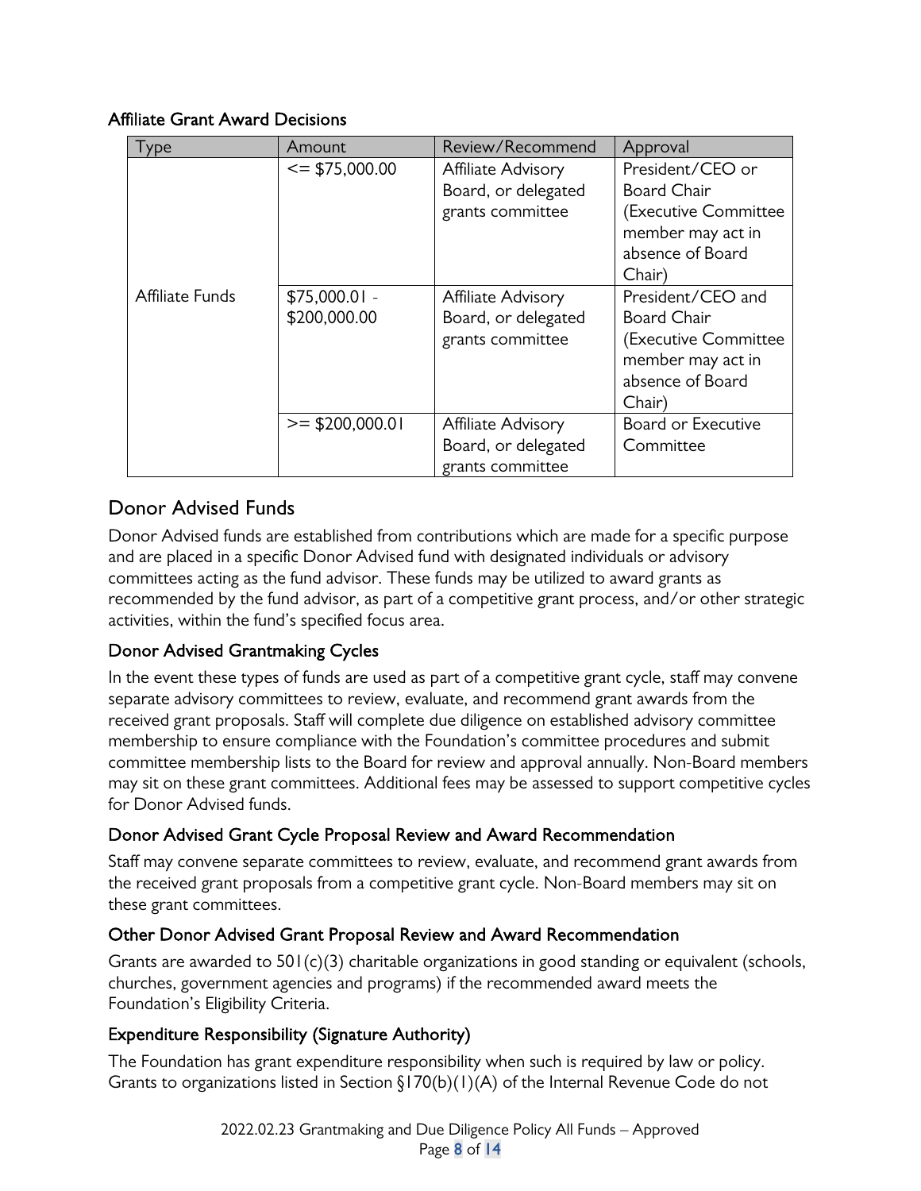### Affiliate Grant Award Decisions

| Type | Amount | Review/Recommend | Approval |
|---|---|---|---|
| Affiliate Funds | <= $75,000.00 | Affiliate Advisory Board, or delegated grants committee | President/CEO or Board Chair (Executive Committee member may act in absence of Board Chair) |
| | $75,000.01 - $200,000.00 | Affiliate Advisory Board, or delegated grants committee | President/CEO and Board Chair (Executive Committee member may act in absence of Board Chair) |
| | >= $200,000.01 | Affiliate Advisory Board, or delegated grants committee | Board or Executive Committee |

## Donor Advised Funds

Donor Advised funds are established from contributions which are made for a specific purpose and are placed in a specific Donor Advised fund with designated individuals or advisory committees acting as the fund advisor. These funds may be utilized to award grants as recommended by the fund advisor, as part of a competitive grant process, and/or other strategic activities, within the fund's specified focus area.

### Donor Advised Grantmaking Cycles

In the event these types of funds are used as part of a competitive grant cycle, staff may convene separate advisory committees to review, evaluate, and recommend grant awards from the received grant proposals. Staff will complete due diligence on established advisory committee membership to ensure compliance with the Foundation's committee procedures and submit committee membership lists to the Board for review and approval annually. Non-Board members may sit on these grant committees. Additional fees may be assessed to support competitive cycles for Donor Advised funds.

### Donor Advised Grant Cycle Proposal Review and Award Recommendation

Staff may convene separate committees to review, evaluate, and recommend grant awards from the received grant proposals from a competitive grant cycle. Non-Board members may sit on these grant committees.

### Other Donor Advised Grant Proposal Review and Award Recommendation

Grants are awarded to 501(c)(3) charitable organizations in good standing or equivalent (schools, churches, government agencies and programs) if the recommended award meets the Foundation's Eligibility Criteria.

### Expenditure Responsibility (Signature Authority)

The Foundation has grant expenditure responsibility when such is required by law or policy. Grants to organizations listed in Section §170(b)(1)(A) of the Internal Revenue Code do not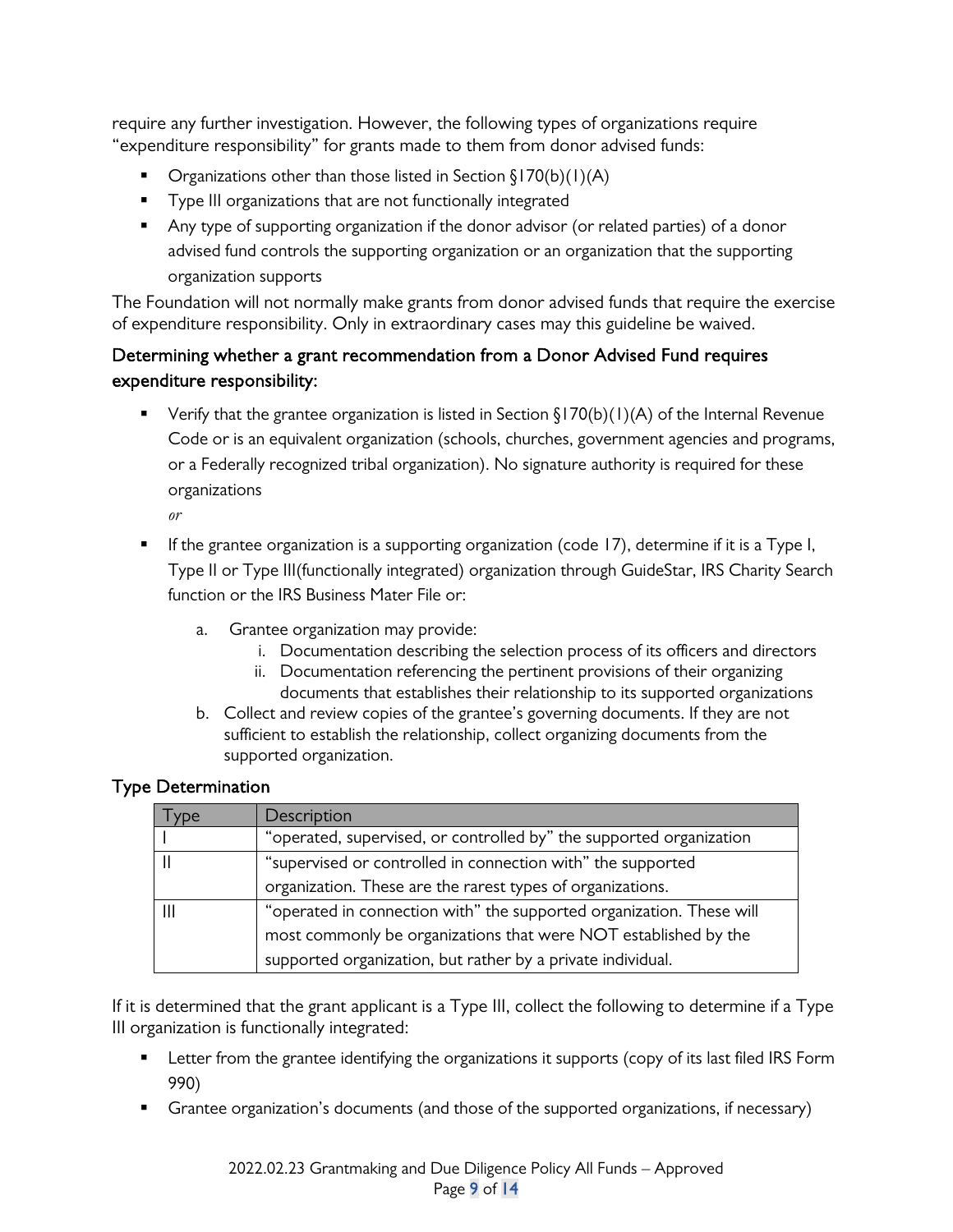require any further investigation. However, the following types of organizations require "expenditure responsibility" for grants made to them from donor advised funds:

- Organizations other than those listed in Section §170(b)(1)(A)
- Type III organizations that are not functionally integrated
- Any type of supporting organization if the donor advisor (or related parties) of a donor advised fund controls the supporting organization or an organization that the supporting organization supports

The Foundation will not normally make grants from donor advised funds that require the exercise of expenditure responsibility. Only in extraordinary cases may this guideline be waived.

## Determining whether a grant recommendation from a Donor Advised Fund requires expenditure responsibility:

- Verify that the grantee organization is listed in Section §170(b)(1)(A) of the Internal Revenue Code or is an equivalent organization (schools, churches, government agencies and programs, or a Federally recognized tribal organization). No signature authority is required for these organizations

  *or*

- If the grantee organization is a supporting organization (code 17), determine if it is a Type I, Type II or Type III(functionally integrated) organization through GuideStar, IRS Charity Search function or the IRS Business Mater File or:
  a. Grantee organization may provide:
     i. Documentation describing the selection process of its officers and directors
     ii. Documentation referencing the pertinent provisions of their organizing documents that establishes their relationship to its supported organizations
  b. Collect and review copies of the grantee's governing documents. If they are not sufficient to establish the relationship, collect organizing documents from the supported organization.

## Type Determination

| Type | Description |
|---|---|
| I | "operated, supervised, or controlled by" the supported organization |
| II | "supervised or controlled in connection with" the supported organization. These are the rarest types of organizations. |
| III | "operated in connection with" the supported organization. These will most commonly be organizations that were NOT established by the supported organization, but rather by a private individual. |

If it is determined that the grant applicant is a Type III, collect the following to determine if a Type III organization is functionally integrated:

- Letter from the grantee identifying the organizations it supports (copy of its last filed IRS Form 990)
- Grantee organization's documents (and those of the supported organizations, if necessary)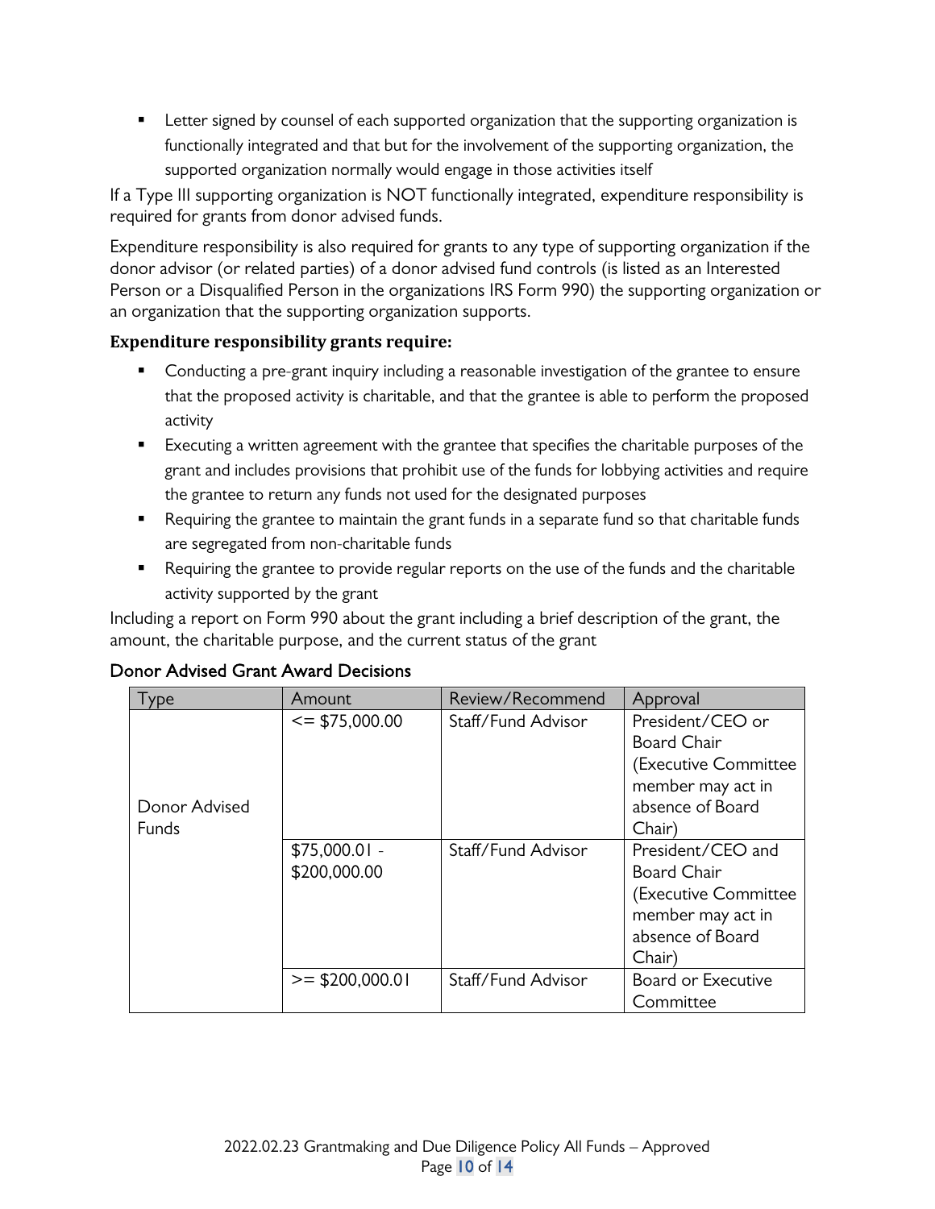- Letter signed by counsel of each supported organization that the supporting organization is functionally integrated and that but for the involvement of the supporting organization, the supported organization normally would engage in those activities itself

If a Type III supporting organization is NOT functionally integrated, expenditure responsibility is required for grants from donor advised funds.

Expenditure responsibility is also required for grants to any type of supporting organization if the donor advisor (or related parties) of a donor advised fund controls (is listed as an Interested Person or a Disqualified Person in the organizations IRS Form 990) the supporting organization or an organization that the supporting organization supports.

**Expenditure responsibility grants require:**

- Conducting a pre-grant inquiry including a reasonable investigation of the grantee to ensure that the proposed activity is charitable, and that the grantee is able to perform the proposed activity
- Executing a written agreement with the grantee that specifies the charitable purposes of the grant and includes provisions that prohibit use of the funds for lobbying activities and require the grantee to return any funds not used for the designated purposes
- Requiring the grantee to maintain the grant funds in a separate fund so that charitable funds are segregated from non-charitable funds
- Requiring the grantee to provide regular reports on the use of the funds and the charitable activity supported by the grant

Including a report on Form 990 about the grant including a brief description of the grant, the amount, the charitable purpose, and the current status of the grant

### Donor Advised Grant Award Decisions

| Type | Amount | Review/Recommend | Approval |
|---|---|---|---|
| Donor Advised Funds | <= $75,000.00 | Staff/Fund Advisor | President/CEO or Board Chair (Executive Committee member may act in absence of Board Chair) |
| | $75,000.01 - $200,000.00 | Staff/Fund Advisor | President/CEO and Board Chair (Executive Committee member may act in absence of Board Chair) |
| | >= $200,000.01 | Staff/Fund Advisor | Board or Executive Committee |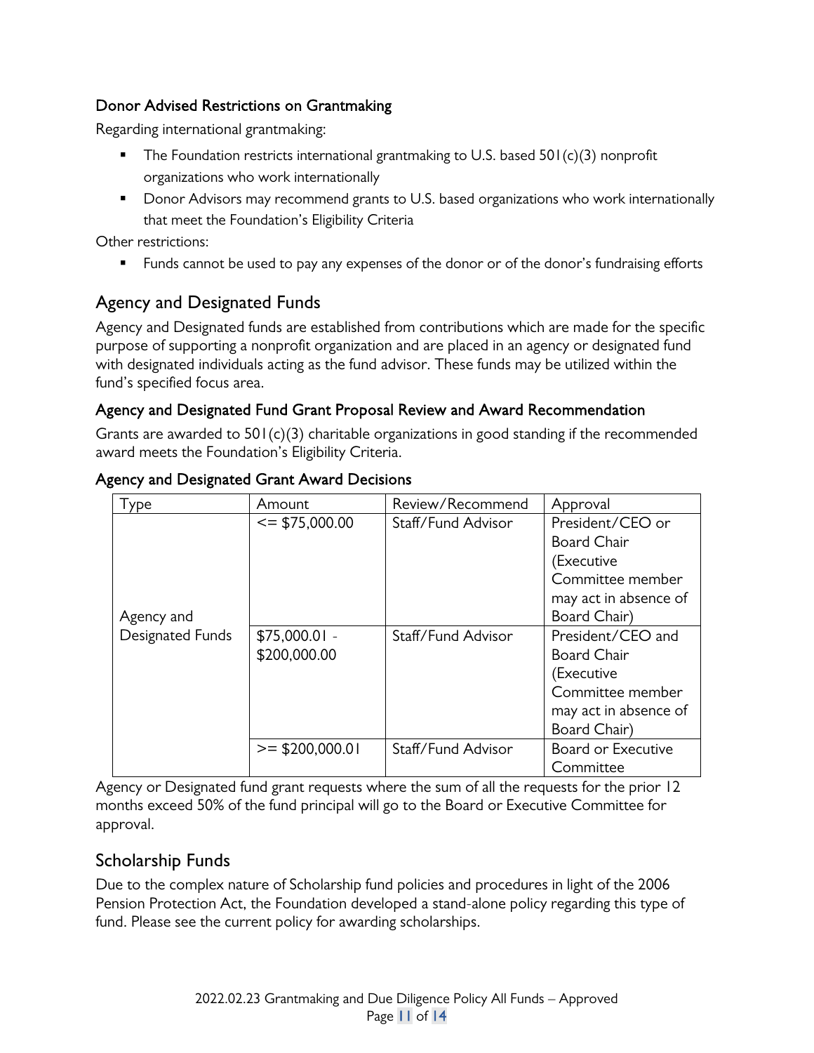### Donor Advised Restrictions on Grantmaking

Regarding international grantmaking:

- The Foundation restricts international grantmaking to U.S. based 501(c)(3) nonprofit organizations who work internationally
- Donor Advisors may recommend grants to U.S. based organizations who work internationally that meet the Foundation's Eligibility Criteria

Other restrictions:

- Funds cannot be used to pay any expenses of the donor or of the donor's fundraising efforts

## Agency and Designated Funds

Agency and Designated funds are established from contributions which are made for the specific purpose of supporting a nonprofit organization and are placed in an agency or designated fund with designated individuals acting as the fund advisor. These funds may be utilized within the fund's specified focus area.

### Agency and Designated Fund Grant Proposal Review and Award Recommendation

Grants are awarded to 501(c)(3) charitable organizations in good standing if the recommended award meets the Foundation's Eligibility Criteria.

### Agency and Designated Grant Award Decisions

| Type | Amount | Review/Recommend | Approval |
|---|---|---|---|
| Agency and Designated Funds | <= $75,000.00 | Staff/Fund Advisor | President/CEO or Board Chair (Executive Committee member may act in absence of Board Chair) |
| | $75,000.01 - $200,000.00 | Staff/Fund Advisor | President/CEO and Board Chair (Executive Committee member may act in absence of Board Chair) |
| | >= $200,000.01 | Staff/Fund Advisor | Board or Executive Committee |

Agency or Designated fund grant requests where the sum of all the requests for the prior 12 months exceed 50% of the fund principal will go to the Board or Executive Committee for approval.

## Scholarship Funds

Due to the complex nature of Scholarship fund policies and procedures in light of the 2006 Pension Protection Act, the Foundation developed a stand-alone policy regarding this type of fund. Please see the current policy for awarding scholarships.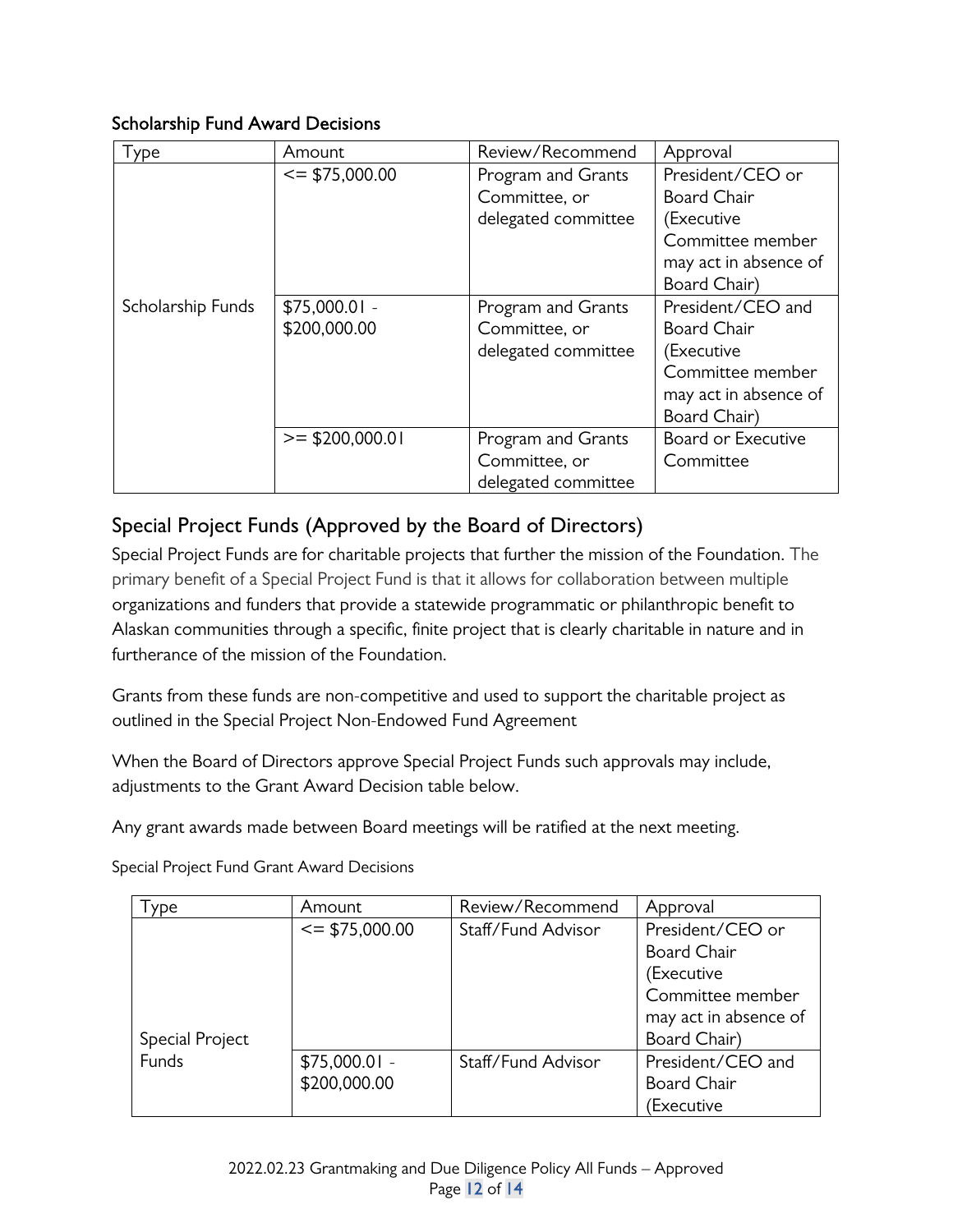Scholarship Fund Award Decisions

| Type | Amount | Review/Recommend | Approval |
|---|---|---|---|
| Scholarship Funds | <= $75,000.00 | Program and Grants Committee, or delegated committee | President/CEO or Board Chair (Executive Committee member may act in absence of Board Chair) |
| | $75,000.01 - $200,000.00 | Program and Grants Committee, or delegated committee | President/CEO and Board Chair (Executive Committee member may act in absence of Board Chair) |
| | >= $200,000.01 | Program and Grants Committee, or delegated committee | Board or Executive Committee |

## Special Project Funds (Approved by the Board of Directors)

Special Project Funds are for charitable projects that further the mission of the Foundation. The primary benefit of a Special Project Fund is that it allows for collaboration between multiple organizations and funders that provide a statewide programmatic or philanthropic benefit to Alaskan communities through a specific, finite project that is clearly charitable in nature and in furtherance of the mission of the Foundation.

Grants from these funds are non-competitive and used to support the charitable project as outlined in the Special Project Non-Endowed Fund Agreement

When the Board of Directors approve Special Project Funds such approvals may include, adjustments to the Grant Award Decision table below.

Any grant awards made between Board meetings will be ratified at the next meeting.

Special Project Fund Grant Award Decisions

| Type | Amount | Review/Recommend | Approval |
|---|---|---|---|
| Special Project Funds | <= $75,000.00 | Staff/Fund Advisor | President/CEO or Board Chair (Executive Committee member may act in absence of Board Chair) |
| | $75,000.01 - $200,000.00 | Staff/Fund Advisor | President/CEO and Board Chair (Executive |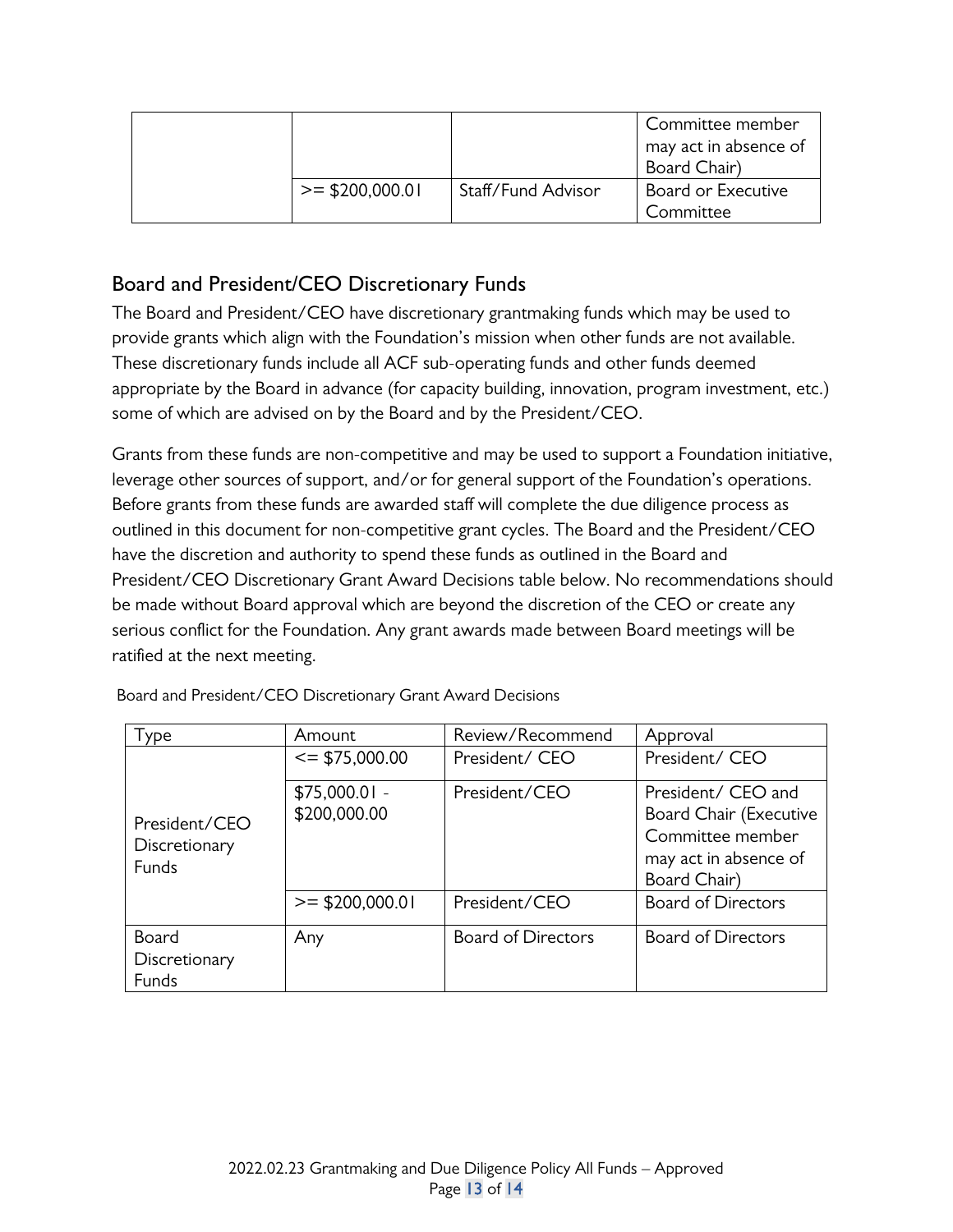| | | | Committee member may act in absence of Board Chair) |
|---|---|---|---|
| | >= $200,000.01 | Staff/Fund Advisor | Board or Executive Committee |

## Board and President/CEO Discretionary Funds

The Board and President/CEO have discretionary grantmaking funds which may be used to provide grants which align with the Foundation's mission when other funds are not available. These discretionary funds include all ACF sub-operating funds and other funds deemed appropriate by the Board in advance (for capacity building, innovation, program investment, etc.) some of which are advised on by the Board and by the President/CEO.

Grants from these funds are non-competitive and may be used to support a Foundation initiative, leverage other sources of support, and/or for general support of the Foundation's operations. Before grants from these funds are awarded staff will complete the due diligence process as outlined in this document for non-competitive grant cycles. The Board and the President/CEO have the discretion and authority to spend these funds as outlined in the Board and President/CEO Discretionary Grant Award Decisions table below. No recommendations should be made without Board approval which are beyond the discretion of the CEO or create any serious conflict for the Foundation. Any grant awards made between Board meetings will be ratified at the next meeting.

Board and President/CEO Discretionary Grant Award Decisions

| Type | Amount | Review/Recommend | Approval |
|---|---|---|---|
| President/CEO Discretionary Funds | <= $75,000.00 | President/ CEO | President/ CEO |
| | $75,000.01 - $200,000.00 | President/CEO | President/ CEO and Board Chair (Executive Committee member may act in absence of Board Chair) |
| | >= $200,000.01 | President/CEO | Board of Directors |
| Board Discretionary Funds | Any | Board of Directors | Board of Directors |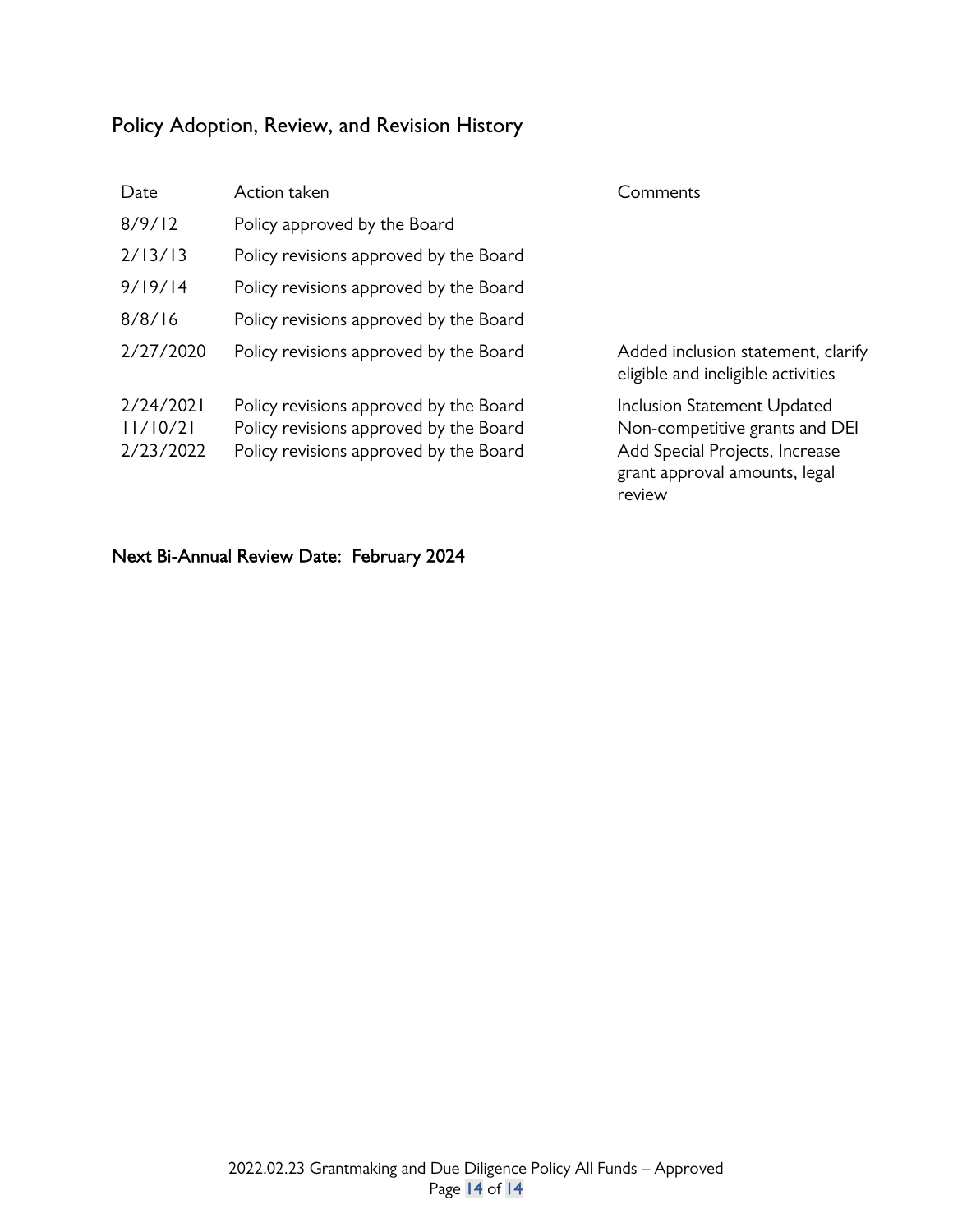## Policy Adoption, Review, and Revision History

| Date | Action taken | Comments |
|---|---|---|
| 8/9/12 | Policy approved by the Board | |
| 2/13/13 | Policy revisions approved by the Board | |
| 9/19/14 | Policy revisions approved by the Board | |
| 8/8/16 | Policy revisions approved by the Board | |
| 2/27/2020 | Policy revisions approved by the Board | Added inclusion statement, clarify eligible and ineligible activities |
| 2/24/2021 | Policy revisions approved by the Board | Inclusion Statement Updated |
| 11/10/21 | Policy revisions approved by the Board | Non-competitive grants and DEI |
| 2/23/2022 | Policy revisions approved by the Board | Add Special Projects, Increase grant approval amounts, legal review |

**Next Bi-Annual Review Date: February 2024**